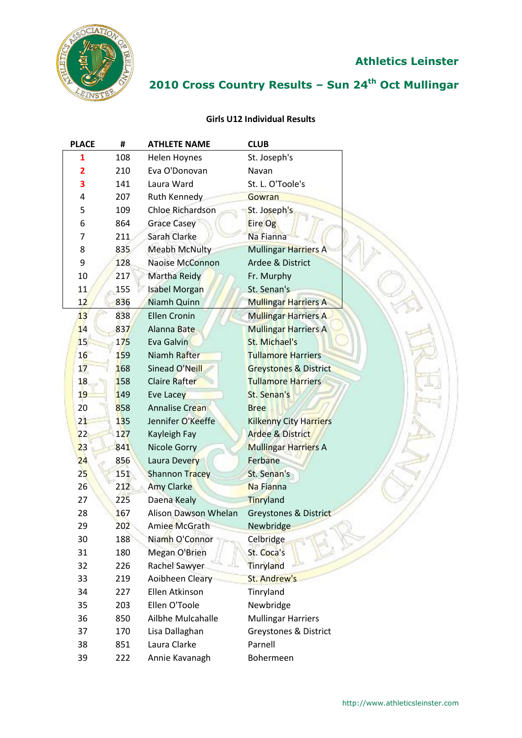## Athletics Leinster

## 2010 Cross Country Results – Sun 24th Oct Mullingar

### Girls U12 Individual Results

| PLACE | # | ATHLETE NAME | CLUB |
|---|---|---|---|
| 1 | 108 | Helen Hoynes | St. Joseph's |
| 2 | 210 | Eva O'Donovan | Navan |
| 3 | 141 | Laura Ward | St. L. O'Toole's |
| 4 | 207 | Ruth Kennedy | Gowran |
| 5 | 109 | Chloe Richardson | St. Joseph's |
| 6 | 864 | Grace Casey | Eire Og |
| 7 | 211 | Sarah Clarke | Na Fianna |
| 8 | 835 | Meabh McNulty | Mullingar Harriers A |
| 9 | 128 | Naoise McConnon | Ardee & District |
| 10 | 217 | Martha Reidy | Fr. Murphy |
| 11 | 155 | Isabel Morgan | St. Senan's |
| 12 | 836 | Niamh Quinn | Mullingar Harriers A |
| 13 | 838 | Ellen Cronin | Mullingar Harriers A |
| 14 | 837 | Alanna Bate | Mullingar Harriers A |
| 15 | 175 | Eva Galvin | St. Michael's |
| 16 | 159 | Niamh Rafter | Tullamore Harriers |
| 17 | 168 | Sinead O'Neill | Greystones & District |
| 18 | 158 | Claire Rafter | Tullamore Harriers |
| 19 | 149 | Eve Lacey | St. Senan's |
| 20 | 858 | Annalise Crean | Bree |
| 21 | 135 | Jennifer O'Keeffe | Kilkenny City Harriers |
| 22 | 127 | Kayleigh Fay | Ardee & District |
| 23 | 841 | Nicole Gorry | Mullingar Harriers A |
| 24 | 856 | Laura Devery | Ferbane |
| 25 | 151 | Shannon Tracey | St. Senan's |
| 26 | 212 | Amy Clarke | Na Fianna |
| 27 | 225 | Daena Kealy | Tinryland |
| 28 | 167 | Alison Dawson Whelan | Greystones & District |
| 29 | 202 | Amiee McGrath | Newbridge |
| 30 | 188 | Niamh O'Connor | Celbridge |
| 31 | 180 | Megan O'Brien | St. Coca's |
| 32 | 226 | Rachel Sawyer | Tinryland |
| 33 | 219 | Aoibheen Cleary | St. Andrew's |
| 34 | 227 | Ellen Atkinson | Tinryland |
| 35 | 203 | Ellen O'Toole | Newbridge |
| 36 | 850 | Ailbhe Mulcahalle | Mullingar Harriers |
| 37 | 170 | Lisa Dallaghan | Greystones & District |
| 38 | 851 | Laura Clarke | Parnell |
| 39 | 222 | Annie Kavanagh | Bohermeen |

http://www.athleticsleinster.com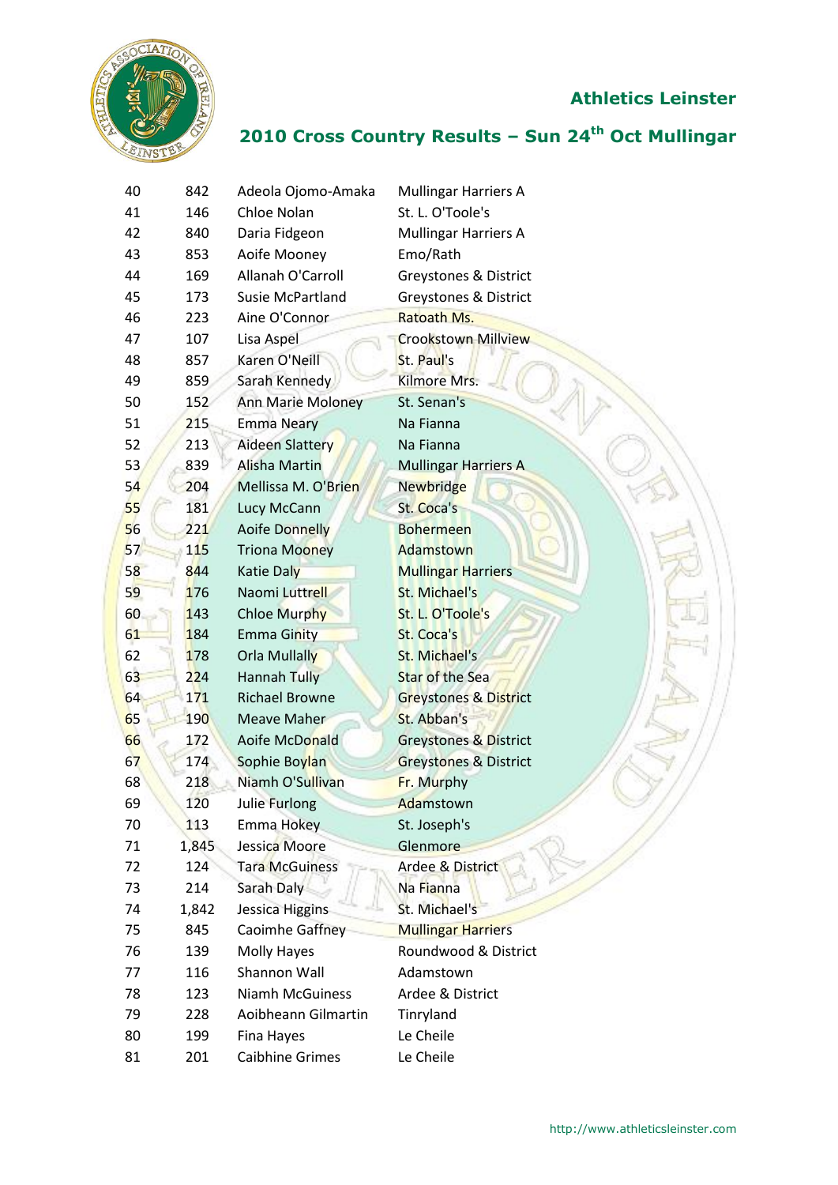## Athletics Leinster

## 2010 Cross Country Results – Sun 24th Oct Mullingar

| | | | |
|---|---|---|---|
| 40 | 842 | Adeola Ojomo-Amaka | Mullingar Harriers A |
| 41 | 146 | Chloe Nolan | St. L. O'Toole's |
| 42 | 840 | Daria Fidgeon | Mullingar Harriers A |
| 43 | 853 | Aoife Mooney | Emo/Rath |
| 44 | 169 | Allanah O'Carroll | Greystones & District |
| 45 | 173 | Susie McPartland | Greystones & District |
| 46 | 223 | Aine O'Connor | Ratoath Ms. |
| 47 | 107 | Lisa Aspel | Crookstown Millview |
| 48 | 857 | Karen O'Neill | St. Paul's |
| 49 | 859 | Sarah Kennedy | Kilmore Mrs. |
| 50 | 152 | Ann Marie Moloney | St. Senan's |
| 51 | 215 | Emma Neary | Na Fianna |
| 52 | 213 | Aideen Slattery | Na Fianna |
| 53 | 839 | Alisha Martin | Mullingar Harriers A |
| 54 | 204 | Mellissa M. O'Brien | Newbridge |
| 55 | 181 | Lucy McCann | St. Coca's |
| 56 | 221 | Aoife Donnelly | Bohermeen |
| 57 | 115 | Triona Mooney | Adamstown |
| 58 | 844 | Katie Daly | Mullingar Harriers |
| 59 | 176 | Naomi Luttrell | St. Michael's |
| 60 | 143 | Chloe Murphy | St. L. O'Toole's |
| 61 | 184 | Emma Ginity | St. Coca's |
| 62 | 178 | Orla Mullally | St. Michael's |
| 63 | 224 | Hannah Tully | Star of the Sea |
| 64 | 171 | Richael Browne | Greystones & District |
| 65 | 190 | Meave Maher | St. Abban's |
| 66 | 172 | Aoife McDonald | Greystones & District |
| 67 | 174 | Sophie Boylan | Greystones & District |
| 68 | 218 | Niamh O'Sullivan | Fr. Murphy |
| 69 | 120 | Julie Furlong | Adamstown |
| 70 | 113 | Emma Hokey | St. Joseph's |
| 71 | 1,845 | Jessica Moore | Glenmore |
| 72 | 124 | Tara McGuiness | Ardee & District |
| 73 | 214 | Sarah Daly | Na Fianna |
| 74 | 1,842 | Jessica Higgins | St. Michael's |
| 75 | 845 | Caoimhe Gaffney | Mullingar Harriers |
| 76 | 139 | Molly Hayes | Roundwood & District |
| 77 | 116 | Shannon Wall | Adamstown |
| 78 | 123 | Niamh McGuiness | Ardee & District |
| 79 | 228 | Aoibheann Gilmartin | Tinryland |
| 80 | 199 | Fina Hayes | Le Cheile |
| 81 | 201 | Caibhine Grimes | Le Cheile |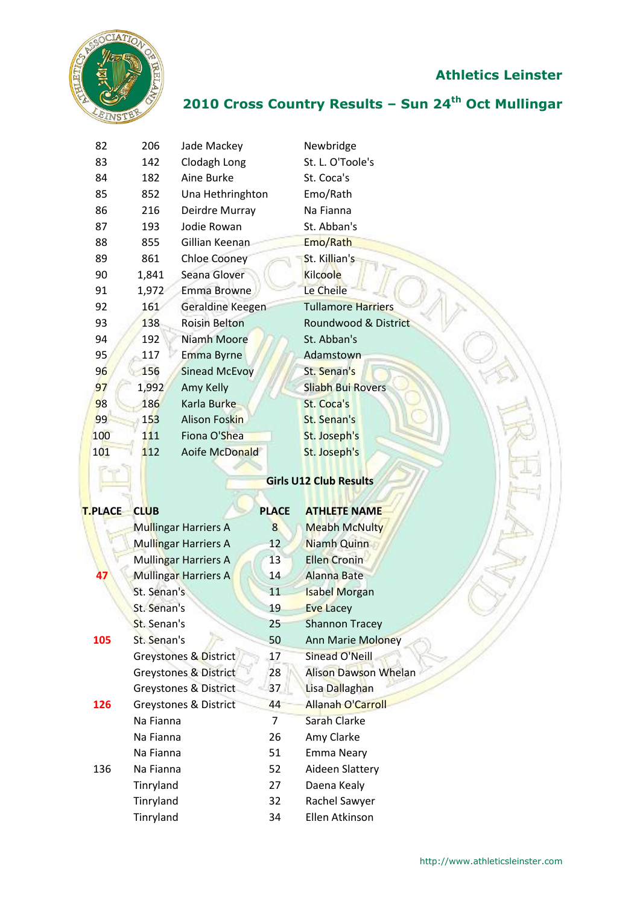| | | | |
|---|---|---|---|
| 82 | 206 | Jade Mackey | Newbridge |
| 83 | 142 | Clodagh Long | St. L. O'Toole's |
| 84 | 182 | Aine Burke | St. Coca's |
| 85 | 852 | Una Hethringhton | Emo/Rath |
| 86 | 216 | Deirdre Murray | Na Fianna |
| 87 | 193 | Jodie Rowan | St. Abban's |
| 88 | 855 | Gillian Keenan | Emo/Rath |
| 89 | 861 | Chloe Cooney | St. Killian's |
| 90 | 1,841 | Seana Glover | Kilcoole |
| 91 | 1,972 | Emma Browne | Le Cheile |
| 92 | 161 | Geraldine Keegen | Tullamore Harriers |
| 93 | 138 | Roisin Belton | Roundwood & District |
| 94 | 192 | Niamh Moore | St. Abban's |
| 95 | 117 | Emma Byrne | Adamstown |
| 96 | 156 | Sinead McEvoy | St. Senan's |
| 97 | 1,992 | Amy Kelly | Sliabh Bui Rovers |
| 98 | 186 | Karla Burke | St. Coca's |
| 99 | 153 | Alison Foskin | St. Senan's |
| 100 | 111 | Fiona O'Shea | St. Joseph's |
| 101 | 112 | Aoife McDonald | St. Joseph's |

**Girls U12 Club Results**

| T.PLACE | CLUB | PLACE | ATHLETE NAME |
|---|---|---|---|
| | Mullingar Harriers A | 8 | Meabh McNulty |
| | Mullingar Harriers A | 12 | Niamh Quinn |
| | Mullingar Harriers A | 13 | Ellen Cronin |
| 47 | Mullingar Harriers A | 14 | Alanna Bate |
| | St. Senan's | 11 | Isabel Morgan |
| | St. Senan's | 19 | Eve Lacey |
| | St. Senan's | 25 | Shannon Tracey |
| 105 | St. Senan's | 50 | Ann Marie Moloney |
| | Greystones & District | 17 | Sinead O'Neill |
| | Greystones & District | 28 | Alison Dawson Whelan |
| | Greystones & District | 37 | Lisa Dallaghan |
| 126 | Greystones & District | 44 | Allanah O'Carroll |
| | Na Fianna | 7 | Sarah Clarke |
| | Na Fianna | 26 | Amy Clarke |
| | Na Fianna | 51 | Emma Neary |
| 136 | Na Fianna | 52 | Aideen Slattery |
| | Tinryland | 27 | Daena Kealy |
| | Tinryland | 32 | Rachel Sawyer |
| | Tinryland | 34 | Ellen Atkinson |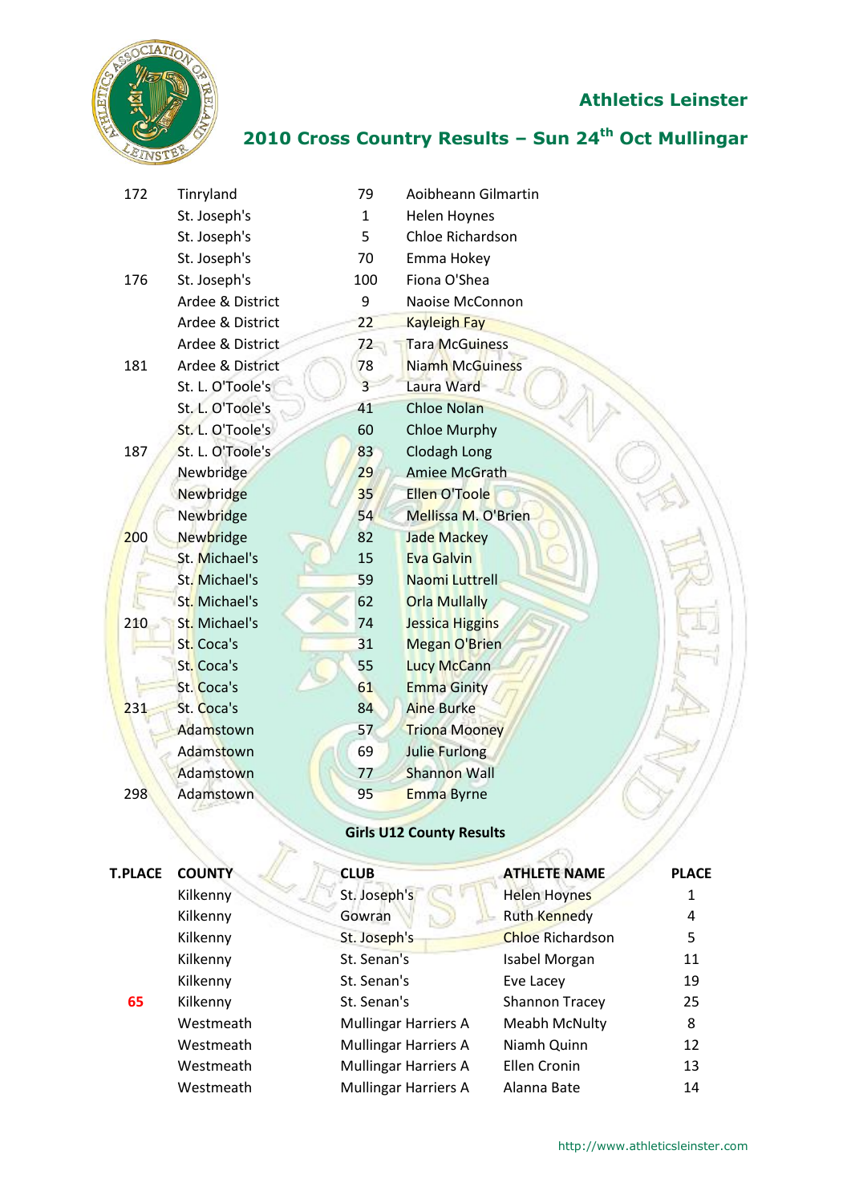# Athletics Leinster

## 2010 Cross Country Results – Sun 24th Oct Mullingar

| | | | |
|---|---|---|---|
| 172 | Tinryland | 79 | Aoibheann Gilmartin |
| | St. Joseph's | 1 | Helen Hoynes |
| | St. Joseph's | 5 | Chloe Richardson |
| | St. Joseph's | 70 | Emma Hokey |
| 176 | St. Joseph's | 100 | Fiona O'Shea |
| | Ardee & District | 9 | Naoise McConnon |
| | Ardee & District | 22 | Kayleigh Fay |
| | Ardee & District | 72 | Tara McGuiness |
| 181 | Ardee & District | 78 | Niamh McGuiness |
| | St. L. O'Toole's | 3 | Laura Ward |
| | St. L. O'Toole's | 41 | Chloe Nolan |
| | St. L. O'Toole's | 60 | Chloe Murphy |
| 187 | St. L. O'Toole's | 83 | Clodagh Long |
| | Newbridge | 29 | Amiee McGrath |
| | Newbridge | 35 | Ellen O'Toole |
| | Newbridge | 54 | Mellissa M. O'Brien |
| 200 | Newbridge | 82 | Jade Mackey |
| | St. Michael's | 15 | Eva Galvin |
| | St. Michael's | 59 | Naomi Luttrell |
| | St. Michael's | 62 | Orla Mullally |
| 210 | St. Michael's | 74 | Jessica Higgins |
| | St. Coca's | 31 | Megan O'Brien |
| | St. Coca's | 55 | Lucy McCann |
| | St. Coca's | 61 | Emma Ginity |
| 231 | St. Coca's | 84 | Aine Burke |
| | Adamstown | 57 | Triona Mooney |
| | Adamstown | 69 | Julie Furlong |
| | Adamstown | 77 | Shannon Wall |
| 298 | Adamstown | 95 | Emma Byrne |

### Girls U12 County Results

| T.PLACE | COUNTY | CLUB | ATHLETE NAME | PLACE |
|---|---|---|---|---|
| | Kilkenny | St. Joseph's | Helen Hoynes | 1 |
| | Kilkenny | Gowran | Ruth Kennedy | 4 |
| | Kilkenny | St. Joseph's | Chloe Richardson | 5 |
| | Kilkenny | St. Senan's | Isabel Morgan | 11 |
| | Kilkenny | St. Senan's | Eve Lacey | 19 |
| 65 | Kilkenny | St. Senan's | Shannon Tracey | 25 |
| | Westmeath | Mullingar Harriers A | Meabh McNulty | 8 |
| | Westmeath | Mullingar Harriers A | Niamh Quinn | 12 |
| | Westmeath | Mullingar Harriers A | Ellen Cronin | 13 |
| | Westmeath | Mullingar Harriers A | Alanna Bate | 14 |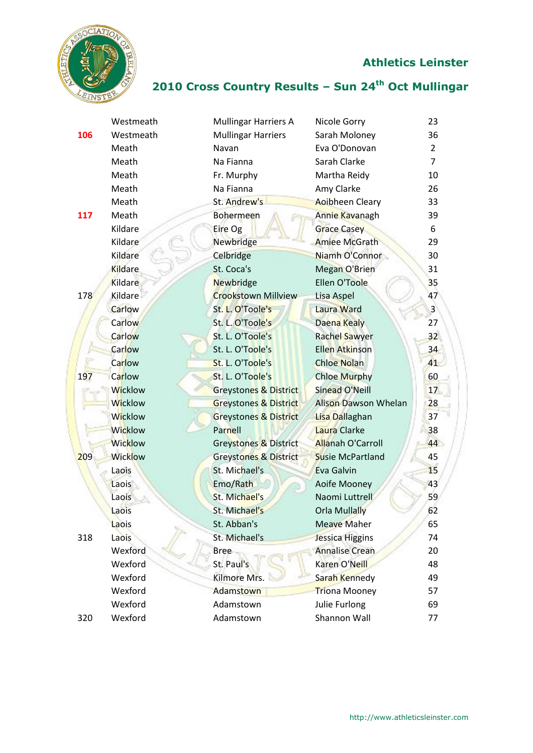## Athletics Leinster

## 2010 Cross Country Results – Sun 24th Oct Mullingar

| | | | | |
|---|---|---|---|---|
| | Westmeath | Mullingar Harriers A | Nicole Gorry | 23 |
| **106** | Westmeath | Mullingar Harriers | Sarah Moloney | 36 |
| | Meath | Navan | Eva O'Donovan | 2 |
| | Meath | Na Fianna | Sarah Clarke | 7 |
| | Meath | Fr. Murphy | Martha Reidy | 10 |
| | Meath | Na Fianna | Amy Clarke | 26 |
| | Meath | St. Andrew's | Aoibheen Cleary | 33 |
| **117** | Meath | Bohermeen | Annie Kavanagh | 39 |
| | Kildare | Eire Og | Grace Casey | 6 |
| | Kildare | Newbridge | Amiee McGrath | 29 |
| | Kildare | Celbridge | Niamh O'Connor | 30 |
| | Kildare | St. Coca's | Megan O'Brien | 31 |
| | Kildare | Newbridge | Ellen O'Toole | 35 |
| 178 | Kildare | Crookstown Millview | Lisa Aspel | 47 |
| | Carlow | St. L. O'Toole's | Laura Ward | 3 |
| | Carlow | St. L. O'Toole's | Daena Kealy | 27 |
| | Carlow | St. L. O'Toole's | Rachel Sawyer | 32 |
| | Carlow | St. L. O'Toole's | Ellen Atkinson | 34 |
| | Carlow | St. L. O'Toole's | Chloe Nolan | 41 |
| 197 | Carlow | St. L. O'Toole's | Chloe Murphy | 60 |
| | Wicklow | Greystones & District | Sinead O'Neill | 17 |
| | Wicklow | Greystones & District | Alison Dawson Whelan | 28 |
| | Wicklow | Greystones & District | Lisa Dallaghan | 37 |
| | Wicklow | Parnell | Laura Clarke | 38 |
| | Wicklow | Greystones & District | Allanah O'Carroll | 44 |
| 209 | Wicklow | Greystones & District | Susie McPartland | 45 |
| | Laois | St. Michael's | Eva Galvin | 15 |
| | Laois | Emo/Rath | Aoife Mooney | 43 |
| | Laois | St. Michael's | Naomi Luttrell | 59 |
| | Laois | St. Michael's | Orla Mullally | 62 |
| | Laois | St. Abban's | Meave Maher | 65 |
| 318 | Laois | St. Michael's | Jessica Higgins | 74 |
| | Wexford | Bree | Annalise Crean | 20 |
| | Wexford | St. Paul's | Karen O'Neill | 48 |
| | Wexford | Kilmore Mrs. | Sarah Kennedy | 49 |
| | Wexford | Adamstown | Triona Mooney | 57 |
| | Wexford | Adamstown | Julie Furlong | 69 |
| 320 | Wexford | Adamstown | Shannon Wall | 77 |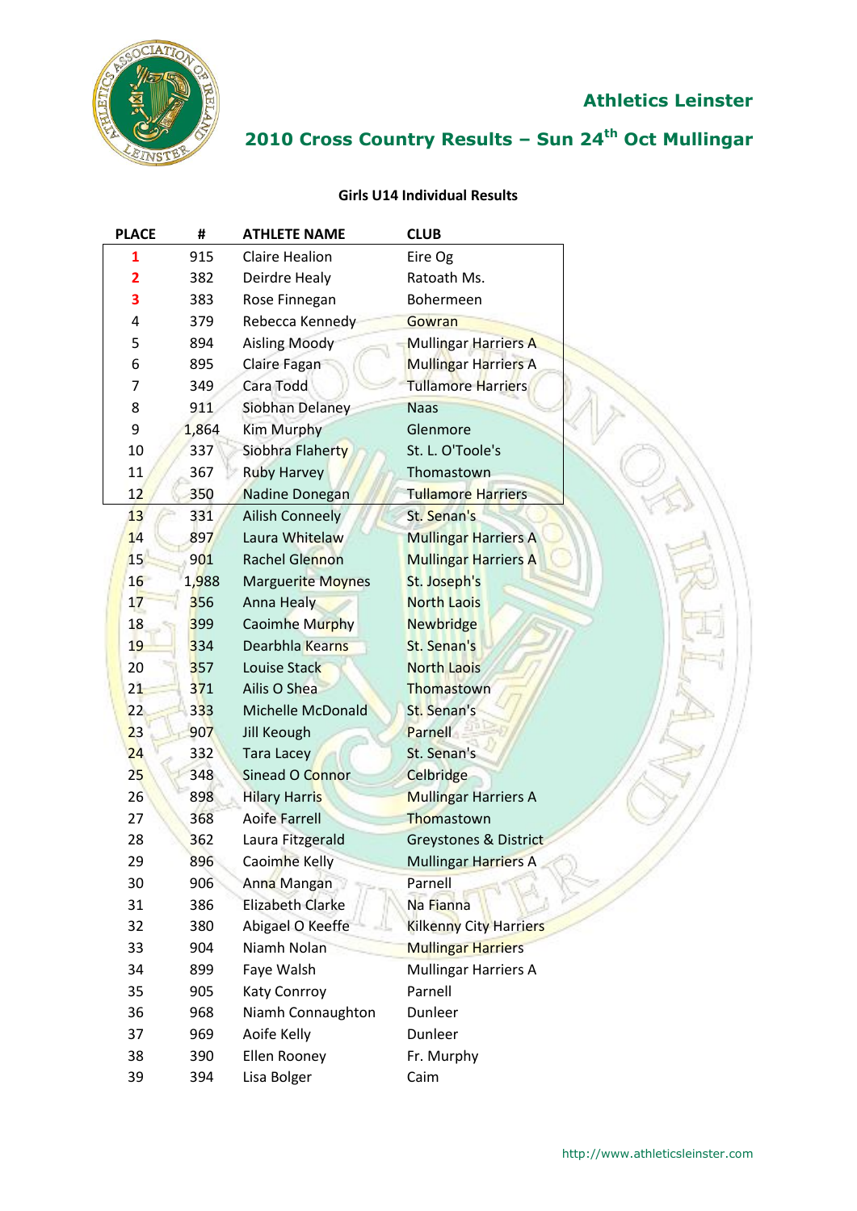## Athletics Leinster

## 2010 Cross Country Results – Sun 24th Oct Mullingar

### Girls U14 Individual Results

| PLACE | # | ATHLETE NAME | CLUB |
|---|---|---|---|
| **1** | 915 | Claire Healion | Eire Og |
| **2** | 382 | Deirdre Healy | Ratoath Ms. |
| **3** | 383 | Rose Finnegan | Bohermeen |
| 4 | 379 | Rebecca Kennedy | Gowran |
| 5 | 894 | Aisling Moody | Mullingar Harriers A |
| 6 | 895 | Claire Fagan | Mullingar Harriers A |
| 7 | 349 | Cara Todd | Tullamore Harriers |
| 8 | 911 | Siobhan Delaney | Naas |
| 9 | 1,864 | Kim Murphy | Glenmore |
| 10 | 337 | Siobhra Flaherty | St. L. O'Toole's |
| 11 | 367 | Ruby Harvey | Thomastown |
| 12 | 350 | Nadine Donegan | Tullamore Harriers |
| 13 | 331 | Ailish Conneely | St. Senan's |
| 14 | 897 | Laura Whitelaw | Mullingar Harriers A |
| 15 | 901 | Rachel Glennon | Mullingar Harriers A |
| 16 | 1,988 | Marguerite Moynes | St. Joseph's |
| 17 | 356 | Anna Healy | North Laois |
| 18 | 399 | Caoimhe Murphy | Newbridge |
| 19 | 334 | Dearbhla Kearns | St. Senan's |
| 20 | 357 | Louise Stack | North Laois |
| 21 | 371 | Ailis O Shea | Thomastown |
| 22 | 333 | Michelle McDonald | St. Senan's |
| 23 | 907 | Jill Keough | Parnell |
| 24 | 332 | Tara Lacey | St. Senan's |
| 25 | 348 | Sinead O Connor | Celbridge |
| 26 | 898 | Hilary Harris | Mullingar Harriers A |
| 27 | 368 | Aoife Farrell | Thomastown |
| 28 | 362 | Laura Fitzgerald | Greystones & District |
| 29 | 896 | Caoimhe Kelly | Mullingar Harriers A |
| 30 | 906 | Anna Mangan | Parnell |
| 31 | 386 | Elizabeth Clarke | Na Fianna |
| 32 | 380 | Abigael O Keeffe | Kilkenny City Harriers |
| 33 | 904 | Niamh Nolan | Mullingar Harriers |
| 34 | 899 | Faye Walsh | Mullingar Harriers A |
| 35 | 905 | Katy Conrroy | Parnell |
| 36 | 968 | Niamh Connaughton | Dunleer |
| 37 | 969 | Aoife Kelly | Dunleer |
| 38 | 390 | Ellen Rooney | Fr. Murphy |
| 39 | 394 | Lisa Bolger | Caim |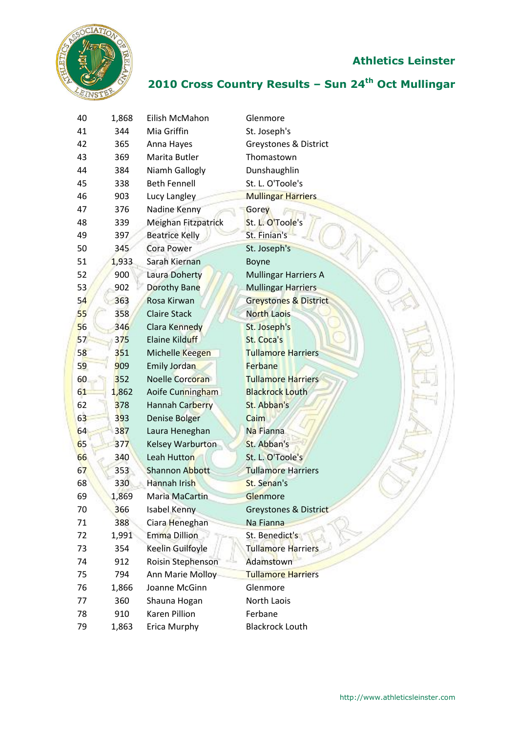## Athletics Leinster

## 2010 Cross Country Results – Sun 24th Oct Mullingar

| | | | |
|---|---|---|---|
| 40 | 1,868 | Eilish McMahon | Glenmore |
| 41 | 344 | Mia Griffin | St. Joseph's |
| 42 | 365 | Anna Hayes | Greystones & District |
| 43 | 369 | Marita Butler | Thomastown |
| 44 | 384 | Niamh Gallogly | Dunshaughlin |
| 45 | 338 | Beth Fennell | St. L. O'Toole's |
| 46 | 903 | Lucy Langley | Mullingar Harriers |
| 47 | 376 | Nadine Kenny | Gorey |
| 48 | 339 | Meighan Fitzpatrick | St. L. O'Toole's |
| 49 | 397 | Beatrice Kelly | St. Finian's |
| 50 | 345 | Cora Power | St. Joseph's |
| 51 | 1,933 | Sarah Kiernan | Boyne |
| 52 | 900 | Laura Doherty | Mullingar Harriers A |
| 53 | 902 | Dorothy Bane | Mullingar Harriers |
| 54 | 363 | Rosa Kirwan | Greystones & District |
| 55 | 358 | Claire Stack | North Laois |
| 56 | 346 | Clara Kennedy | St. Joseph's |
| 57 | 375 | Elaine Kilduff | St. Coca's |
| 58 | 351 | Michelle Keegen | Tullamore Harriers |
| 59 | 909 | Emily Jordan | Ferbane |
| 60 | 352 | Noelle Corcoran | Tullamore Harriers |
| 61 | 1,862 | Aoife Cunningham | Blackrock Louth |
| 62 | 378 | Hannah Carberry | St. Abban's |
| 63 | 393 | Denise Bolger | Caim |
| 64 | 387 | Laura Heneghan | Na Fianna |
| 65 | 377 | Kelsey Warburton | St. Abban's |
| 66 | 340 | Leah Hutton | St. L. O'Toole's |
| 67 | 353 | Shannon Abbott | Tullamore Harriers |
| 68 | 330 | Hannah Irish | St. Senan's |
| 69 | 1,869 | Maria MaCartin | Glenmore |
| 70 | 366 | Isabel Kenny | Greystones & District |
| 71 | 388 | Ciara Heneghan | Na Fianna |
| 72 | 1,991 | Emma Dillion | St. Benedict's |
| 73 | 354 | Keelin Guilfoyle | Tullamore Harriers |
| 74 | 912 | Roisin Stephenson | Adamstown |
| 75 | 794 | Ann Marie Molloy | Tullamore Harriers |
| 76 | 1,866 | Joanne McGinn | Glenmore |
| 77 | 360 | Shauna Hogan | North Laois |
| 78 | 910 | Karen Pillion | Ferbane |
| 79 | 1,863 | Erica Murphy | Blackrock Louth |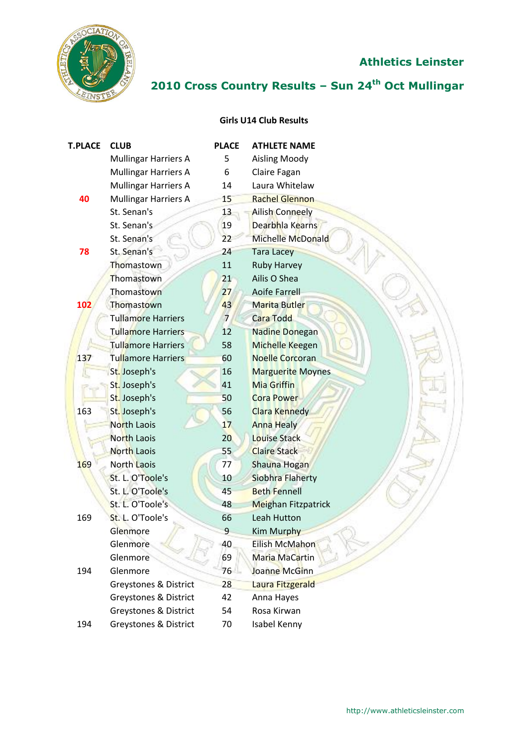## Athletics Leinster

## 2010 Cross Country Results – Sun 24th Oct Mullingar

### Girls U14 Club Results

| T.PLACE | CLUB | PLACE | ATHLETE NAME |
|---|---|---|---|
| | Mullingar Harriers A | 5 | Aisling Moody |
| | Mullingar Harriers A | 6 | Claire Fagan |
| | Mullingar Harriers A | 14 | Laura Whitelaw |
| 40 | Mullingar Harriers A | 15 | Rachel Glennon |
| | St. Senan's | 13 | Ailish Conneely |
| | St. Senan's | 19 | Dearbhla Kearns |
| | St. Senan's | 22 | Michelle McDonald |
| 78 | St. Senan's | 24 | Tara Lacey |
| | Thomastown | 11 | Ruby Harvey |
| | Thomastown | 21 | Ailis O Shea |
| | Thomastown | 27 | Aoife Farrell |
| 102 | Thomastown | 43 | Marita Butler |
| | Tullamore Harriers | 7 | Cara Todd |
| | Tullamore Harriers | 12 | Nadine Donegan |
| | Tullamore Harriers | 58 | Michelle Keegen |
| 137 | Tullamore Harriers | 60 | Noelle Corcoran |
| | St. Joseph's | 16 | Marguerite Moynes |
| | St. Joseph's | 41 | Mia Griffin |
| | St. Joseph's | 50 | Cora Power |
| 163 | St. Joseph's | 56 | Clara Kennedy |
| | North Laois | 17 | Anna Healy |
| | North Laois | 20 | Louise Stack |
| | North Laois | 55 | Claire Stack |
| 169 | North Laois | 77 | Shauna Hogan |
| | St. L. O'Toole's | 10 | Siobhra Flaherty |
| | St. L. O'Toole's | 45 | Beth Fennell |
| | St. L. O'Toole's | 48 | Meighan Fitzpatrick |
| 169 | St. L. O'Toole's | 66 | Leah Hutton |
| | Glenmore | 9 | Kim Murphy |
| | Glenmore | 40 | Eilish McMahon |
| | Glenmore | 69 | Maria MaCartin |
| 194 | Glenmore | 76 | Joanne McGinn |
| | Greystones & District | 28 | Laura Fitzgerald |
| | Greystones & District | 42 | Anna Hayes |
| | Greystones & District | 54 | Rosa Kirwan |
| 194 | Greystones & District | 70 | Isabel Kenny |

http://www.athleticsleinster.com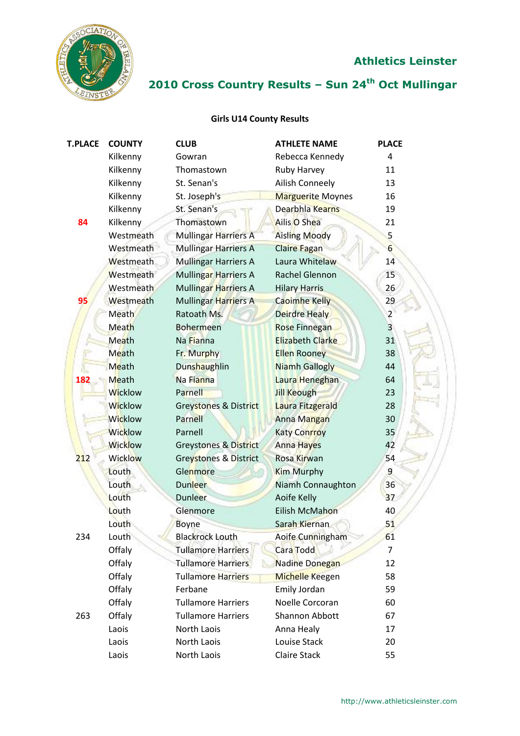## Athletics Leinster

## 2010 Cross Country Results – Sun 24th Oct Mullingar

### Girls U14 County Results

| T.PLACE | COUNTY | CLUB | ATHLETE NAME | PLACE |
|---|---|---|---|---|
| | Kilkenny | Gowran | Rebecca Kennedy | 4 |
| | Kilkenny | Thomastown | Ruby Harvey | 11 |
| | Kilkenny | St. Senan's | Ailish Conneely | 13 |
| | Kilkenny | St. Joseph's | Marguerite Moynes | 16 |
| | Kilkenny | St. Senan's | Dearbhla Kearns | 19 |
| 84 | Kilkenny | Thomastown | Ailis O Shea | 21 |
| | Westmeath | Mullingar Harriers A | Aisling Moody | 5 |
| | Westmeath | Mullingar Harriers A | Claire Fagan | 6 |
| | Westmeath | Mullingar Harriers A | Laura Whitelaw | 14 |
| | Westmeath | Mullingar Harriers A | Rachel Glennon | 15 |
| | Westmeath | Mullingar Harriers A | Hilary Harris | 26 |
| 95 | Westmeath | Mullingar Harriers A | Caoimhe Kelly | 29 |
| | Meath | Ratoath Ms. | Deirdre Healy | 2 |
| | Meath | Bohermeen | Rose Finnegan | 3 |
| | Meath | Na Fianna | Elizabeth Clarke | 31 |
| | Meath | Fr. Murphy | Ellen Rooney | 38 |
| | Meath | Dunshaughlin | Niamh Gallogly | 44 |
| 182 | Meath | Na Fianna | Laura Heneghan | 64 |
| | Wicklow | Parnell | Jill Keough | 23 |
| | Wicklow | Greystones & District | Laura Fitzgerald | 28 |
| | Wicklow | Parnell | Anna Mangan | 30 |
| | Wicklow | Parnell | Katy Conrroy | 35 |
| | Wicklow | Greystones & District | Anna Hayes | 42 |
| 212 | Wicklow | Greystones & District | Rosa Kirwan | 54 |
| | Louth | Glenmore | Kim Murphy | 9 |
| | Louth | Dunleer | Niamh Connaughton | 36 |
| | Louth | Dunleer | Aoife Kelly | 37 |
| | Louth | Glenmore | Eilish McMahon | 40 |
| | Louth | Boyne | Sarah Kiernan | 51 |
| 234 | Louth | Blackrock Louth | Aoife Cunningham | 61 |
| | Offaly | Tullamore Harriers | Cara Todd | 7 |
| | Offaly | Tullamore Harriers | Nadine Donegan | 12 |
| | Offaly | Tullamore Harriers | Michelle Keegen | 58 |
| | Offaly | Ferbane | Emily Jordan | 59 |
| | Offaly | Tullamore Harriers | Noelle Corcoran | 60 |
| 263 | Offaly | Tullamore Harriers | Shannon Abbott | 67 |
| | Laois | North Laois | Anna Healy | 17 |
| | Laois | North Laois | Louise Stack | 20 |
| | Laois | North Laois | Claire Stack | 55 |

http://www.athleticsleinster.com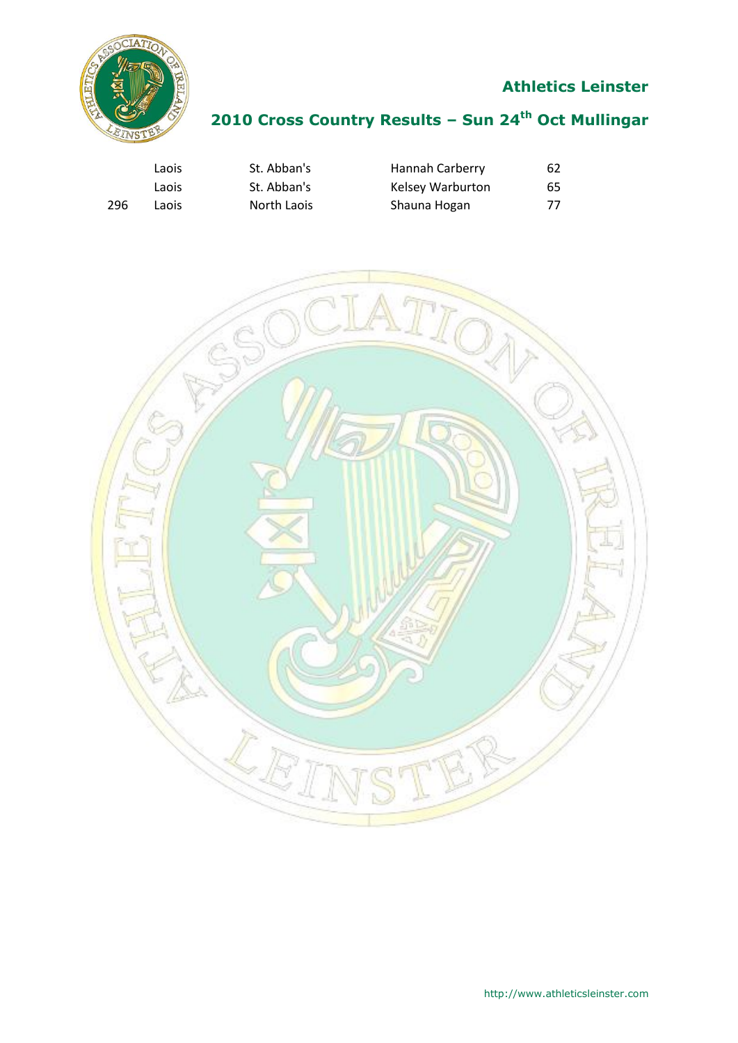| | | | | |
|---|---|---|---|---|
| | Laois | St. Abban's | Hannah Carberry | 62 |
| | Laois | St. Abban's | Kelsey Warburton | 65 |
| 296 | Laois | North Laois | Shauna Hogan | 77 |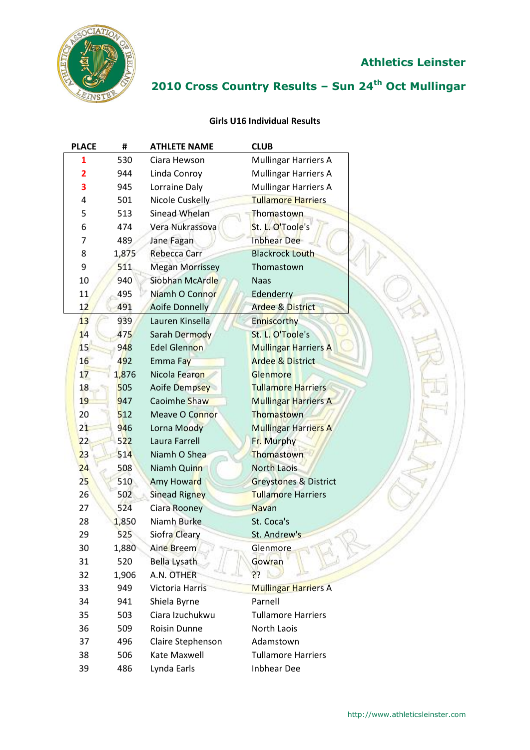# Athletics Leinster

## 2010 Cross Country Results – Sun 24th Oct Mullingar

### Girls U16 Individual Results

| PLACE | # | ATHLETE NAME | CLUB |
|---|---|---|---|
| 1 | 530 | Ciara Hewson | Mullingar Harriers A |
| 2 | 944 | Linda Conroy | Mullingar Harriers A |
| 3 | 945 | Lorraine Daly | Mullingar Harriers A |
| 4 | 501 | Nicole Cuskelly | Tullamore Harriers |
| 5 | 513 | Sinead Whelan | Thomastown |
| 6 | 474 | Vera Nukrassova | St. L. O'Toole's |
| 7 | 489 | Jane Fagan | Inbhear Dee |
| 8 | 1,875 | Rebecca Carr | Blackrock Louth |
| 9 | 511 | Megan Morrissey | Thomastown |
| 10 | 940 | Siobhan McArdle | Naas |
| 11 | 495 | Niamh O Connor | Edenderry |
| 12 | 491 | Aoife Donnelly | Ardee & District |
| 13 | 939 | Lauren Kinsella | Enniscorthy |
| 14 | 475 | Sarah Dermody | St. L. O'Toole's |
| 15 | 948 | Edel Glennon | Mullingar Harriers A |
| 16 | 492 | Emma Fay | Ardee & District |
| 17 | 1,876 | Nicola Fearon | Glenmore |
| 18 | 505 | Aoife Dempsey | Tullamore Harriers |
| 19 | 947 | Caoimhe Shaw | Mullingar Harriers A |
| 20 | 512 | Meave O Connor | Thomastown |
| 21 | 946 | Lorna Moody | Mullingar Harriers A |
| 22 | 522 | Laura Farrell | Fr. Murphy |
| 23 | 514 | Niamh O Shea | Thomastown |
| 24 | 508 | Niamh Quinn | North Laois |
| 25 | 510 | Amy Howard | Greystones & District |
| 26 | 502 | Sinead Rigney | Tullamore Harriers |
| 27 | 524 | Ciara Rooney | Navan |
| 28 | 1,850 | Niamh Burke | St. Coca's |
| 29 | 525 | Siofra Cleary | St. Andrew's |
| 30 | 1,880 | Aine Breem | Glenmore |
| 31 | 520 | Bella Lysath | Gowran |
| 32 | 1,906 | A.N. OTHER | ?? |
| 33 | 949 | Victoria Harris | Mullingar Harriers A |
| 34 | 941 | Shiela Byrne | Parnell |
| 35 | 503 | Ciara Izuchukwu | Tullamore Harriers |
| 36 | 509 | Roisin Dunne | North Laois |
| 37 | 496 | Claire Stephenson | Adamstown |
| 38 | 506 | Kate Maxwell | Tullamore Harriers |
| 39 | 486 | Lynda Earls | Inbhear Dee |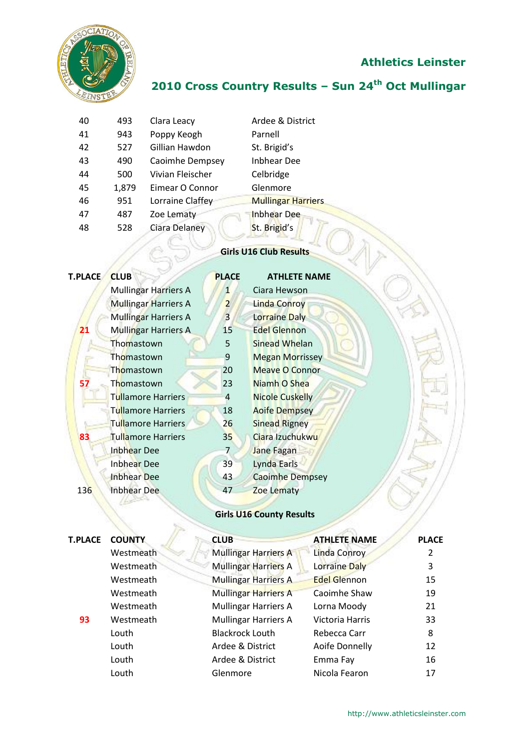## Athletics Leinster

## 2010 Cross Country Results – Sun 24th Oct Mullingar

| | | | |
|---|---|---|---|
| 40 | 493 | Clara Leacy | Ardee & District |
| 41 | 943 | Poppy Keogh | Parnell |
| 42 | 527 | Gillian Hawdon | St. Brigid's |
| 43 | 490 | Caoimhe Dempsey | Inbhear Dee |
| 44 | 500 | Vivian Fleischer | Celbridge |
| 45 | 1,879 | Eimear O Connor | Glenmore |
| 46 | 951 | Lorraine Claffey | Mullingar Harriers |
| 47 | 487 | Zoe Lematy | Inbhear Dee |
| 48 | 528 | Ciara Delaney | St. Brigid's |

**Girls U16 Club Results**

| T.PLACE | CLUB | PLACE | ATHLETE NAME |
|---|---|---|---|
| | Mullingar Harriers A | 1 | Ciara Hewson |
| | Mullingar Harriers A | 2 | Linda Conroy |
| | Mullingar Harriers A | 3 | Lorraine Daly |
| 21 | Mullingar Harriers A | 15 | Edel Glennon |
| | Thomastown | 5 | Sinead Whelan |
| | Thomastown | 9 | Megan Morrissey |
| | Thomastown | 20 | Meave O Connor |
| 57 | Thomastown | 23 | Niamh O Shea |
| | Tullamore Harriers | 4 | Nicole Cuskelly |
| | Tullamore Harriers | 18 | Aoife Dempsey |
| | Tullamore Harriers | 26 | Sinead Rigney |
| 83 | Tullamore Harriers | 35 | Ciara Izuchukwu |
| | Inbhear Dee | 7 | Jane Fagan |
| | Inbhear Dee | 39 | Lynda Earls |
| | Inbhear Dee | 43 | Caoimhe Dempsey |
| 136 | Inbhear Dee | 47 | Zoe Lematy |

**Girls U16 County Results**

| T.PLACE | COUNTY | CLUB | ATHLETE NAME | PLACE |
|---|---|---|---|---|
| | Westmeath | Mullingar Harriers A | Linda Conroy | 2 |
| | Westmeath | Mullingar Harriers A | Lorraine Daly | 3 |
| | Westmeath | Mullingar Harriers A | Edel Glennon | 15 |
| | Westmeath | Mullingar Harriers A | Caoimhe Shaw | 19 |
| | Westmeath | Mullingar Harriers A | Lorna Moody | 21 |
| 93 | Westmeath | Mullingar Harriers A | Victoria Harris | 33 |
| | Louth | Blackrock Louth | Rebecca Carr | 8 |
| | Louth | Ardee & District | Aoife Donnelly | 12 |
| | Louth | Ardee & District | Emma Fay | 16 |
| | Louth | Glenmore | Nicola Fearon | 17 |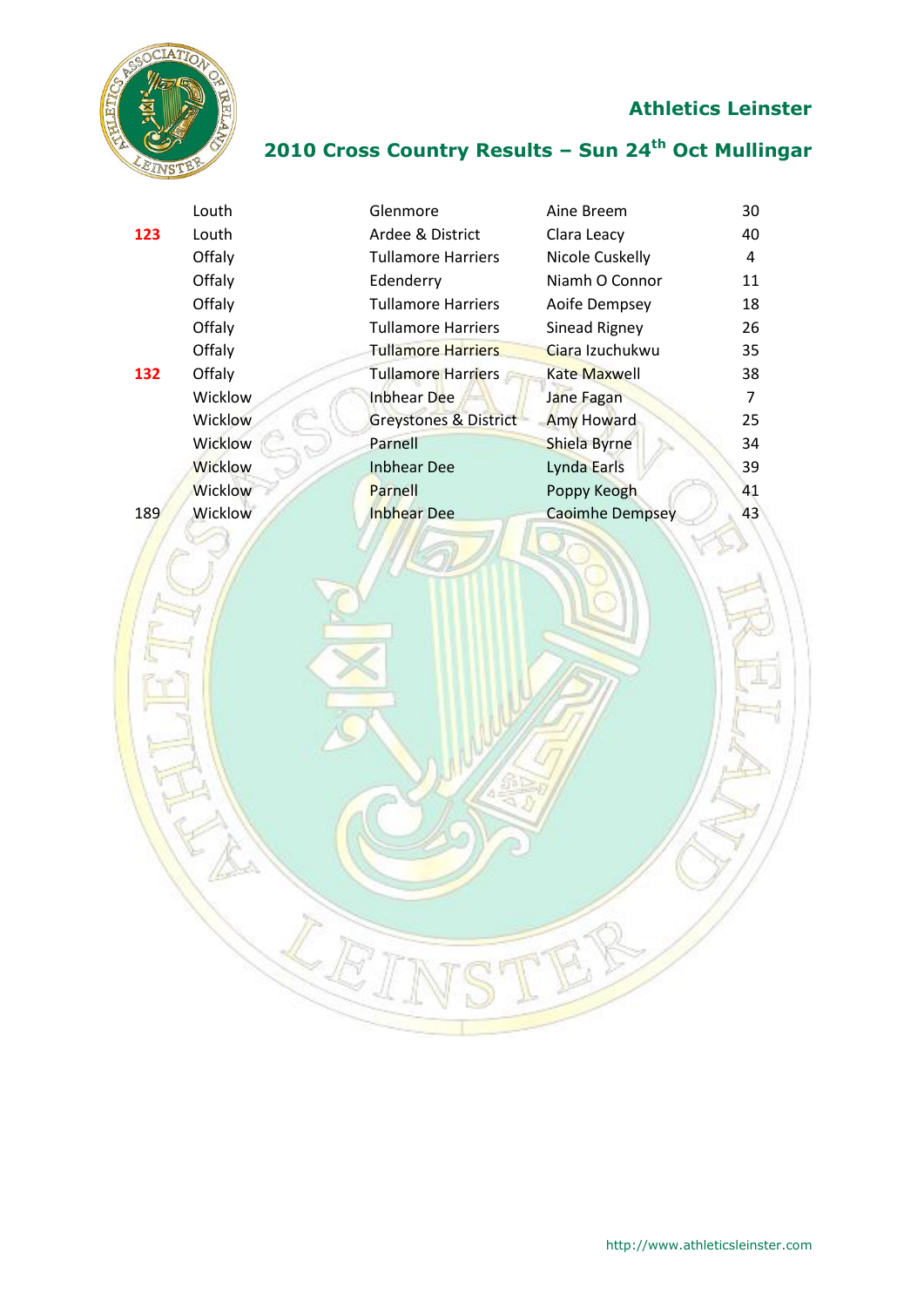## Athletics Leinster

## 2010 Cross Country Results – Sun 24th Oct Mullingar

| | | | | |
|---|---|---|---|---|
| | Louth | Glenmore | Aine Breem | 30 |
| 123 | Louth | Ardee & District | Clara Leacy | 40 |
| | Offaly | Tullamore Harriers | Nicole Cuskelly | 4 |
| | Offaly | Edenderry | Niamh O Connor | 11 |
| | Offaly | Tullamore Harriers | Aoife Dempsey | 18 |
| | Offaly | Tullamore Harriers | Sinead Rigney | 26 |
| | Offaly | Tullamore Harriers | Ciara Izuchukwu | 35 |
| 132 | Offaly | Tullamore Harriers | Kate Maxwell | 38 |
| | Wicklow | Inbhear Dee | Jane Fagan | 7 |
| | Wicklow | Greystones & District | Amy Howard | 25 |
| | Wicklow | Parnell | Shiela Byrne | 34 |
| | Wicklow | Inbhear Dee | Lynda Earls | 39 |
| | Wicklow | Parnell | Poppy Keogh | 41 |
| 189 | Wicklow | Inbhear Dee | Caoimhe Dempsey | 43 |

http://www.athleticsleinster.com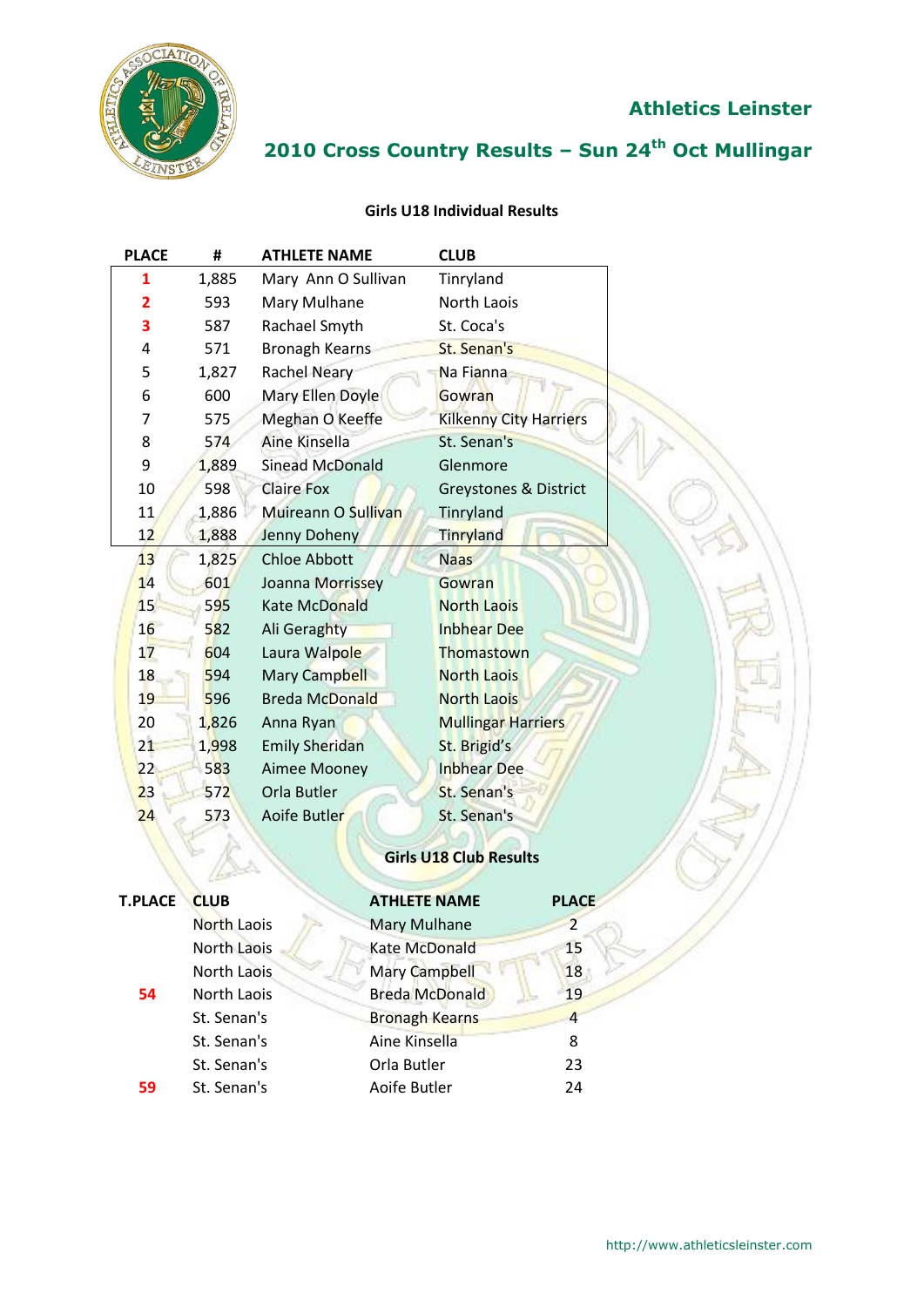## Athletics Leinster

## 2010 Cross Country Results – Sun 24th Oct Mullingar

### Girls U18 Individual Results

| PLACE | # | ATHLETE NAME | CLUB |
|---|---|---|---|
| 1 | 1,885 | Mary Ann O Sullivan | Tinryland |
| 2 | 593 | Mary Mulhane | North Laois |
| 3 | 587 | Rachael Smyth | St. Coca's |
| 4 | 571 | Bronagh Kearns | St. Senan's |
| 5 | 1,827 | Rachel Neary | Na Fianna |
| 6 | 600 | Mary Ellen Doyle | Gowran |
| 7 | 575 | Meghan O Keeffe | Kilkenny City Harriers |
| 8 | 574 | Aine Kinsella | St. Senan's |
| 9 | 1,889 | Sinead McDonald | Glenmore |
| 10 | 598 | Claire Fox | Greystones & District |
| 11 | 1,886 | Muireann O Sullivan | Tinryland |
| 12 | 1,888 | Jenny Doheny | Tinryland |
| 13 | 1,825 | Chloe Abbott | Naas |
| 14 | 601 | Joanna Morrissey | Gowran |
| 15 | 595 | Kate McDonald | North Laois |
| 16 | 582 | Ali Geraghty | Inbhear Dee |
| 17 | 604 | Laura Walpole | Thomastown |
| 18 | 594 | Mary Campbell | North Laois |
| 19 | 596 | Breda McDonald | North Laois |
| 20 | 1,826 | Anna Ryan | Mullingar Harriers |
| 21 | 1,998 | Emily Sheridan | St. Brigid's |
| 22 | 583 | Aimee Mooney | Inbhear Dee |
| 23 | 572 | Orla Butler | St. Senan's |
| 24 | 573 | Aoife Butler | St. Senan's |

### Girls U18 Club Results

| T.PLACE | CLUB | ATHLETE NAME | PLACE |
|---|---|---|---|
| | North Laois | Mary Mulhane | 2 |
| | North Laois | Kate McDonald | 15 |
| | North Laois | Mary Campbell | 18 |
| 54 | North Laois | Breda McDonald | 19 |
| | St. Senan's | Bronagh Kearns | 4 |
| | St. Senan's | Aine Kinsella | 8 |
| | St. Senan's | Orla Butler | 23 |
| 59 | St. Senan's | Aoife Butler | 24 |

http://www.athleticsleinster.com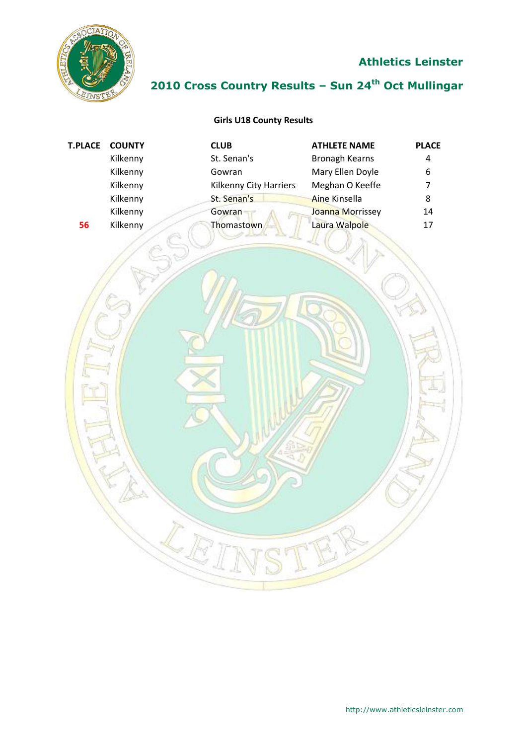# Athletics Leinster

## 2010 Cross Country Results – Sun 24th Oct Mullingar

### Girls U18 County Results

| T.PLACE | COUNTY | CLUB | ATHLETE NAME | PLACE |
|---|---|---|---|---|
| | Kilkenny | St. Senan's | Bronagh Kearns | 4 |
| | Kilkenny | Gowran | Mary Ellen Doyle | 6 |
| | Kilkenny | Kilkenny City Harriers | Meghan O Keeffe | 7 |
| | Kilkenny | St. Senan's | Aine Kinsella | 8 |
| | Kilkenny | Gowran | Joanna Morrissey | 14 |
| 56 | Kilkenny | Thomastown | Laura Walpole | 17 |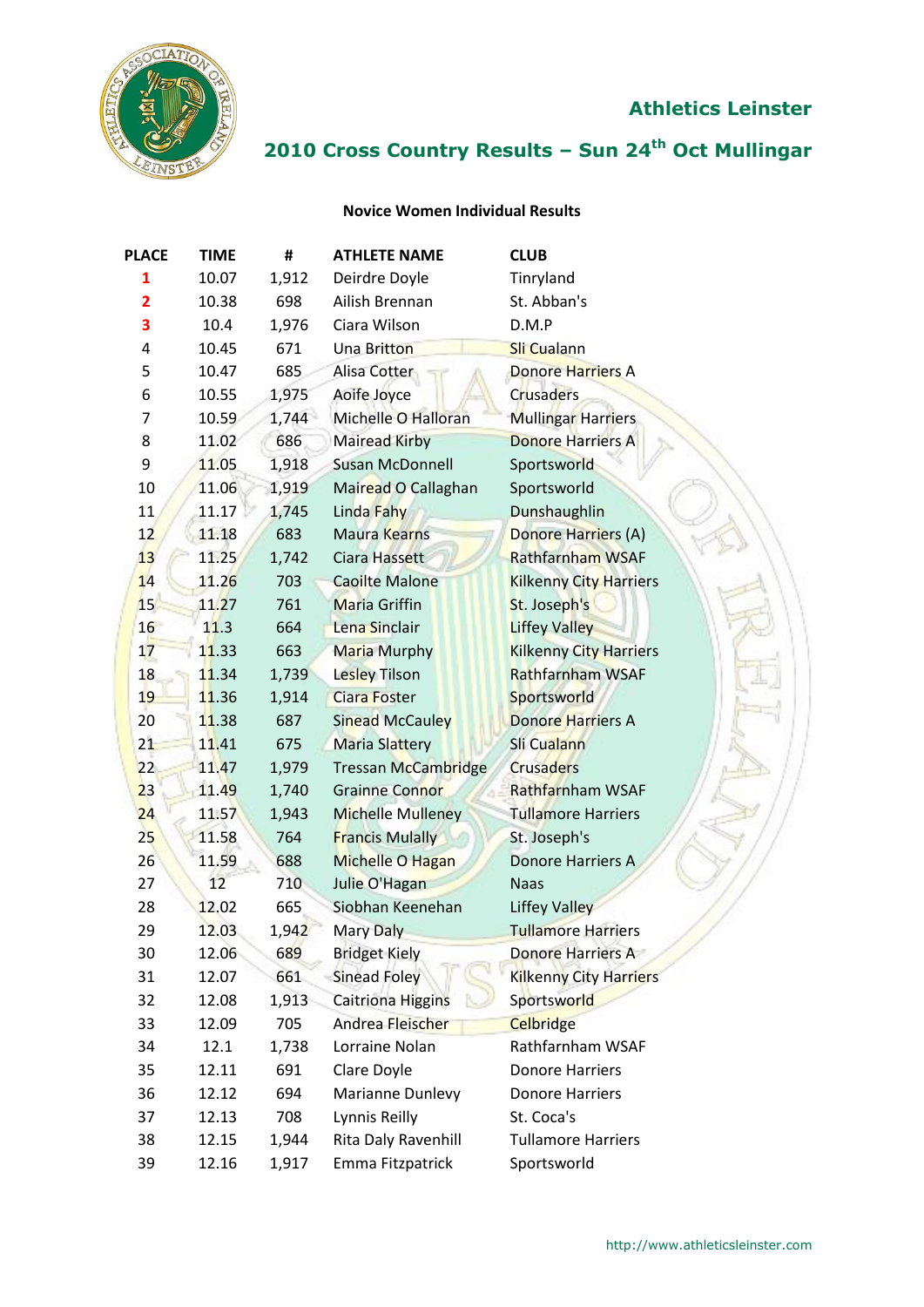## Athletics Leinster

## 2010 Cross Country Results – Sun 24th Oct Mullingar

### Novice Women Individual Results

| PLACE | TIME | # | ATHLETE NAME | CLUB |
|---|---|---|---|---|
| 1 | 10.07 | 1,912 | Deirdre Doyle | Tinryland |
| 2 | 10.38 | 698 | Ailish Brennan | St. Abban's |
| 3 | 10.4 | 1,976 | Ciara Wilson | D.M.P |
| 4 | 10.45 | 671 | Una Britton | Sli Cualann |
| 5 | 10.47 | 685 | Alisa Cotter | Donore Harriers A |
| 6 | 10.55 | 1,975 | Aoife Joyce | Crusaders |
| 7 | 10.59 | 1,744 | Michelle O Halloran | Mullingar Harriers |
| 8 | 11.02 | 686 | Mairead Kirby | Donore Harriers A |
| 9 | 11.05 | 1,918 | Susan McDonnell | Sportsworld |
| 10 | 11.06 | 1,919 | Mairead O Callaghan | Sportsworld |
| 11 | 11.17 | 1,745 | Linda Fahy | Dunshaughlin |
| 12 | 11.18 | 683 | Maura Kearns | Donore Harriers (A) |
| 13 | 11.25 | 1,742 | Ciara Hassett | Rathfarnham WSAF |
| 14 | 11.26 | 703 | Caoilte Malone | Kilkenny City Harriers |
| 15 | 11.27 | 761 | Maria Griffin | St. Joseph's |
| 16 | 11.3 | 664 | Lena Sinclair | Liffey Valley |
| 17 | 11.33 | 663 | Maria Murphy | Kilkenny City Harriers |
| 18 | 11.34 | 1,739 | Lesley Tilson | Rathfarnham WSAF |
| 19 | 11.36 | 1,914 | Ciara Foster | Sportsworld |
| 20 | 11.38 | 687 | Sinead McCauley | Donore Harriers A |
| 21 | 11.41 | 675 | Maria Slattery | Sli Cualann |
| 22 | 11.47 | 1,979 | Tressan McCambridge | Crusaders |
| 23 | 11.49 | 1,740 | Grainne Connor | Rathfarnham WSAF |
| 24 | 11.57 | 1,943 | Michelle Mulleney | Tullamore Harriers |
| 25 | 11.58 | 764 | Francis Mulally | St. Joseph's |
| 26 | 11.59 | 688 | Michelle O Hagan | Donore Harriers A |
| 27 | 12 | 710 | Julie O'Hagan | Naas |
| 28 | 12.02 | 665 | Siobhan Keenehan | Liffey Valley |
| 29 | 12.03 | 1,942 | Mary Daly | Tullamore Harriers |
| 30 | 12.06 | 689 | Bridget Kiely | Donore Harriers A |
| 31 | 12.07 | 661 | Sinead Foley | Kilkenny City Harriers |
| 32 | 12.08 | 1,913 | Caitriona Higgins | Sportsworld |
| 33 | 12.09 | 705 | Andrea Fleischer | Celbridge |
| 34 | 12.1 | 1,738 | Lorraine Nolan | Rathfarnham WSAF |
| 35 | 12.11 | 691 | Clare Doyle | Donore Harriers |
| 36 | 12.12 | 694 | Marianne Dunlevy | Donore Harriers |
| 37 | 12.13 | 708 | Lynnis Reilly | St. Coca's |
| 38 | 12.15 | 1,944 | Rita Daly Ravenhill | Tullamore Harriers |
| 39 | 12.16 | 1,917 | Emma Fitzpatrick | Sportsworld |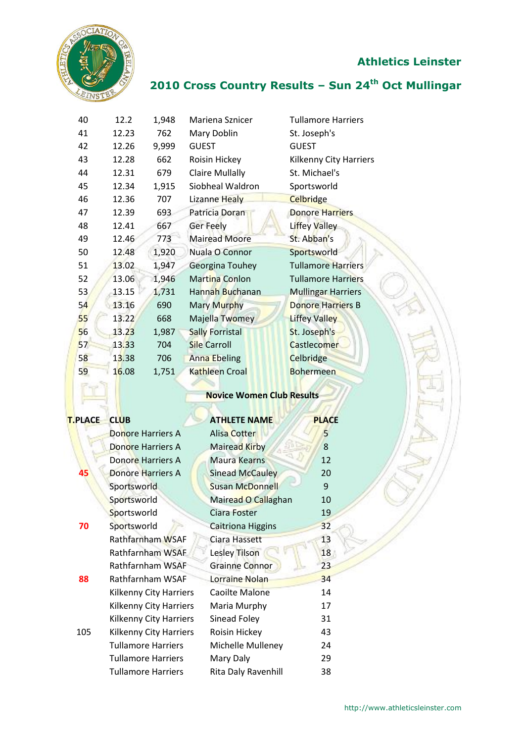## Athletics Leinster

## 2010 Cross Country Results – Sun 24th Oct Mullingar

| | | | | |
|---|---|---|---|---|
| 40 | 12.2 | 1,948 | Mariena Sznicer | Tullamore Harriers |
| 41 | 12.23 | 762 | Mary Doblin | St. Joseph's |
| 42 | 12.26 | 9,999 | GUEST | GUEST |
| 43 | 12.28 | 662 | Roisin Hickey | Kilkenny City Harriers |
| 44 | 12.31 | 679 | Claire Mullally | St. Michael's |
| 45 | 12.34 | 1,915 | Siobheal Waldron | Sportsworld |
| 46 | 12.36 | 707 | Lizanne Healy | Celbridge |
| 47 | 12.39 | 693 | Patricia Doran | Donore Harriers |
| 48 | 12.41 | 667 | Ger Feely | Liffey Valley |
| 49 | 12.46 | 773 | Mairead Moore | St. Abban's |
| 50 | 12.48 | 1,920 | Nuala O Connor | Sportsworld |
| 51 | 13.02 | 1,947 | Georgina Touhey | Tullamore Harriers |
| 52 | 13.06 | 1,946 | Martina Conlon | Tullamore Harriers |
| 53 | 13.15 | 1,731 | Hannah Buchanan | Mullingar Harriers |
| 54 | 13.16 | 690 | Mary Murphy | Donore Harriers B |
| 55 | 13.22 | 668 | Majella Twomey | Liffey Valley |
| 56 | 13.23 | 1,987 | Sally Forristal | St. Joseph's |
| 57 | 13.33 | 704 | Sile Carroll | Castlecomer |
| 58 | 13.38 | 706 | Anna Ebeling | Celbridge |
| 59 | 16.08 | 1,751 | Kathleen Croal | Bohermeen |

**Novice Women Club Results**

| T.PLACE | CLUB | ATHLETE NAME | PLACE |
|---|---|---|---|
| | Donore Harriers A | Alisa Cotter | 5 |
| | Donore Harriers A | Mairead Kirby | 8 |
| | Donore Harriers A | Maura Kearns | 12 |
| 45 | Donore Harriers A | Sinead McCauley | 20 |
| | Sportsworld | Susan McDonnell | 9 |
| | Sportsworld | Mairead O Callaghan | 10 |
| | Sportsworld | Ciara Foster | 19 |
| 70 | Sportsworld | Caitriona Higgins | 32 |
| | Rathfarnham WSAF | Ciara Hassett | 13 |
| | Rathfarnham WSAF | Lesley Tilson | 18 |
| | Rathfarnham WSAF | Grainne Connor | 23 |
| 88 | Rathfarnham WSAF | Lorraine Nolan | 34 |
| | Kilkenny City Harriers | Caoilte Malone | 14 |
| | Kilkenny City Harriers | Maria Murphy | 17 |
| | Kilkenny City Harriers | Sinead Foley | 31 |
| 105 | Kilkenny City Harriers | Roisin Hickey | 43 |
| | Tullamore Harriers | Michelle Mulleney | 24 |
| | Tullamore Harriers | Mary Daly | 29 |
| | Tullamore Harriers | Rita Daly Ravenhill | 38 |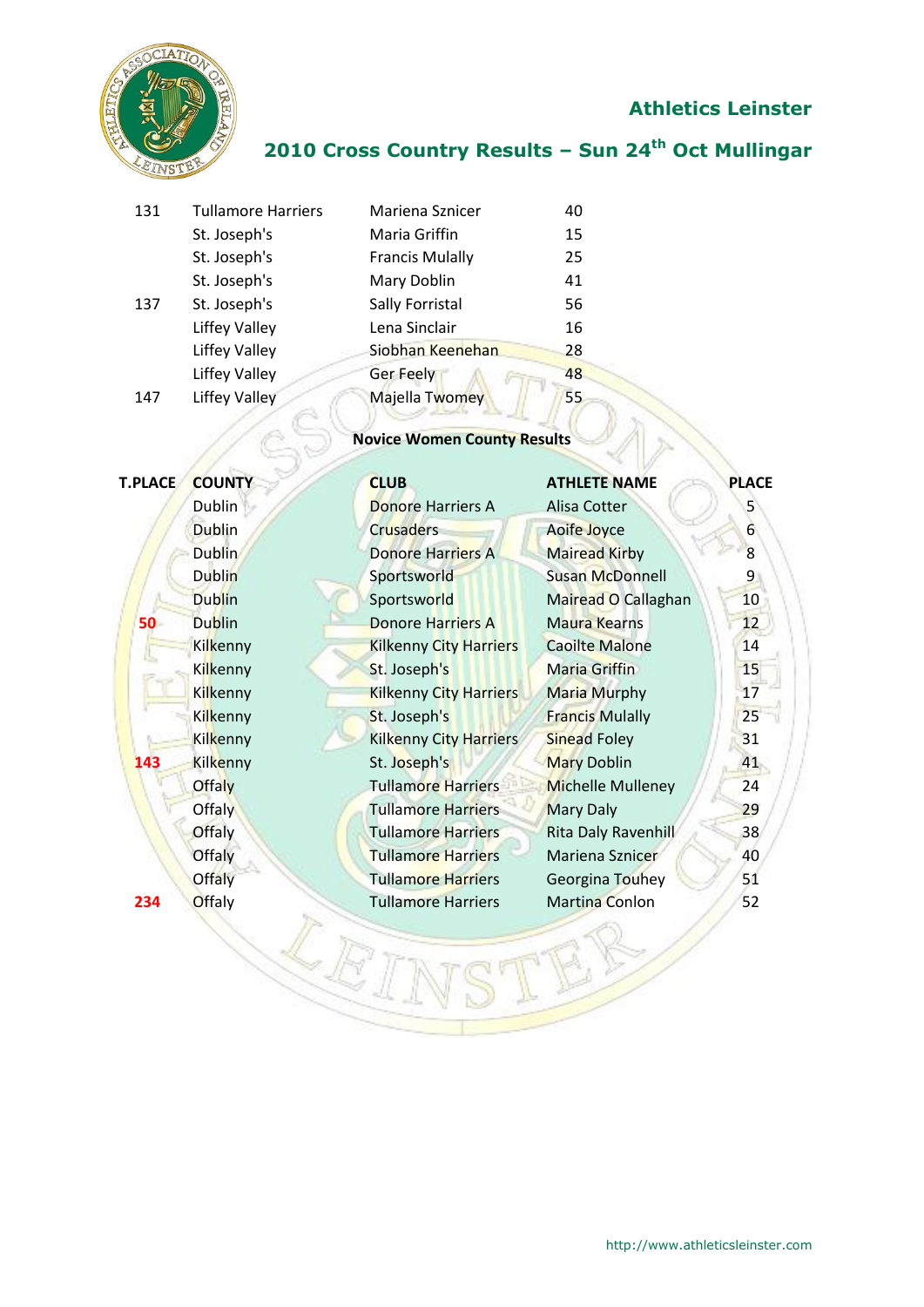| | | | |
|---|---|---|---|
| 131 | Tullamore Harriers | Mariena Sznicer | 40 |
| | St. Joseph's | Maria Griffin | 15 |
| | St. Joseph's | Francis Mulally | 25 |
| | St. Joseph's | Mary Doblin | 41 |
| 137 | St. Joseph's | Sally Forristal | 56 |
| | Liffey Valley | Lena Sinclair | 16 |
| | Liffey Valley | Siobhan Keenehan | 28 |
| | Liffey Valley | Ger Feely | 48 |
| 147 | Liffey Valley | Majella Twomey | 55 |

**Novice Women County Results**

| T.PLACE | COUNTY | CLUB | ATHLETE NAME | PLACE |
|---|---|---|---|---|
| | Dublin | Donore Harriers A | Alisa Cotter | 5 |
| | Dublin | Crusaders | Aoife Joyce | 6 |
| | Dublin | Donore Harriers A | Mairead Kirby | 8 |
| | Dublin | Sportsworld | Susan McDonnell | 9 |
| | Dublin | Sportsworld | Mairead O Callaghan | 10 |
| 50 | Dublin | Donore Harriers A | Maura Kearns | 12 |
| | Kilkenny | Kilkenny City Harriers | Caoilte Malone | 14 |
| | Kilkenny | St. Joseph's | Maria Griffin | 15 |
| | Kilkenny | Kilkenny City Harriers | Maria Murphy | 17 |
| | Kilkenny | St. Joseph's | Francis Mulally | 25 |
| | Kilkenny | Kilkenny City Harriers | Sinead Foley | 31 |
| 143 | Kilkenny | St. Joseph's | Mary Doblin | 41 |
| | Offaly | Tullamore Harriers | Michelle Mulleney | 24 |
| | Offaly | Tullamore Harriers | Mary Daly | 29 |
| | Offaly | Tullamore Harriers | Rita Daly Ravenhill | 38 |
| | Offaly | Tullamore Harriers | Mariena Sznicer | 40 |
| | Offaly | Tullamore Harriers | Georgina Touhey | 51 |
| 234 | Offaly | Tullamore Harriers | Martina Conlon | 52 |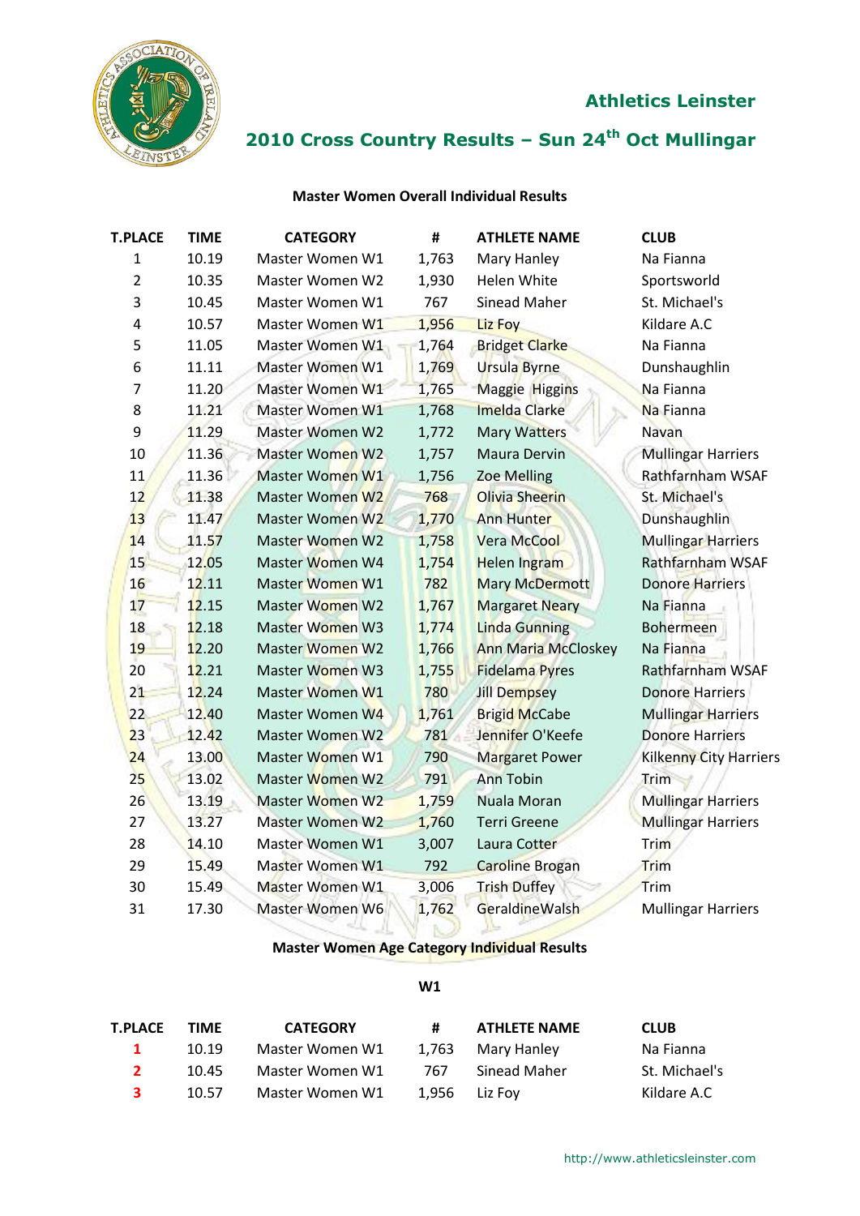## Athletics Leinster

## 2010 Cross Country Results – Sun 24th Oct Mullingar

### Master Women Overall Individual Results

| T.PLACE | TIME | CATEGORY | # | ATHLETE NAME | CLUB |
|---|---|---|---|---|---|
| 1 | 10.19 | Master Women W1 | 1,763 | Mary Hanley | Na Fianna |
| 2 | 10.35 | Master Women W2 | 1,930 | Helen White | Sportsworld |
| 3 | 10.45 | Master Women W1 | 767 | Sinead Maher | St. Michael's |
| 4 | 10.57 | Master Women W1 | 1,956 | Liz Foy | Kildare A.C |
| 5 | 11.05 | Master Women W1 | 1,764 | Bridget Clarke | Na Fianna |
| 6 | 11.11 | Master Women W1 | 1,769 | Ursula Byrne | Dunshaughlin |
| 7 | 11.20 | Master Women W1 | 1,765 | Maggie Higgins | Na Fianna |
| 8 | 11.21 | Master Women W1 | 1,768 | Imelda Clarke | Na Fianna |
| 9 | 11.29 | Master Women W2 | 1,772 | Mary Watters | Navan |
| 10 | 11.36 | Master Women W2 | 1,757 | Maura Dervin | Mullingar Harriers |
| 11 | 11.36 | Master Women W1 | 1,756 | Zoe Melling | Rathfarnham WSAF |
| 12 | 11.38 | Master Women W2 | 768 | Olivia Sheerin | St. Michael's |
| 13 | 11.47 | Master Women W2 | 1,770 | Ann Hunter | Dunshaughlin |
| 14 | 11.57 | Master Women W2 | 1,758 | Vera McCool | Mullingar Harriers |
| 15 | 12.05 | Master Women W4 | 1,754 | Helen Ingram | Rathfarnham WSAF |
| 16 | 12.11 | Master Women W1 | 782 | Mary McDermott | Donore Harriers |
| 17 | 12.15 | Master Women W2 | 1,767 | Margaret Neary | Na Fianna |
| 18 | 12.18 | Master Women W3 | 1,774 | Linda Gunning | Bohermeen |
| 19 | 12.20 | Master Women W2 | 1,766 | Ann Maria McCloskey | Na Fianna |
| 20 | 12.21 | Master Women W3 | 1,755 | Fidelama Pyres | Rathfarnham WSAF |
| 21 | 12.24 | Master Women W1 | 780 | Jill Dempsey | Donore Harriers |
| 22 | 12.40 | Master Women W4 | 1,761 | Brigid McCabe | Mullingar Harriers |
| 23 | 12.42 | Master Women W2 | 781 | Jennifer O'Keefe | Donore Harriers |
| 24 | 13.00 | Master Women W1 | 790 | Margaret Power | Kilkenny City Harriers |
| 25 | 13.02 | Master Women W2 | 791 | Ann Tobin | Trim |
| 26 | 13.19 | Master Women W2 | 1,759 | Nuala Moran | Mullingar Harriers |
| 27 | 13.27 | Master Women W2 | 1,760 | Terri Greene | Mullingar Harriers |
| 28 | 14.10 | Master Women W1 | 3,007 | Laura Cotter | Trim |
| 29 | 15.49 | Master Women W1 | 792 | Caroline Brogan | Trim |
| 30 | 15.49 | Master Women W1 | 3,006 | Trish Duffey | Trim |
| 31 | 17.30 | Master Women W6 | 1,762 | GeraldineWalsh | Mullingar Harriers |

### Master Women Age Category Individual Results

#### W1

| T.PLACE | TIME | CATEGORY | # | ATHLETE NAME | CLUB |
|---|---|---|---|---|---|
| 1 | 10.19 | Master Women W1 | 1,763 | Mary Hanley | Na Fianna |
| 2 | 10.45 | Master Women W1 | 767 | Sinead Maher | St. Michael's |
| 3 | 10.57 | Master Women W1 | 1,956 | Liz Foy | Kildare A.C |

http://www.athleticsleinster.com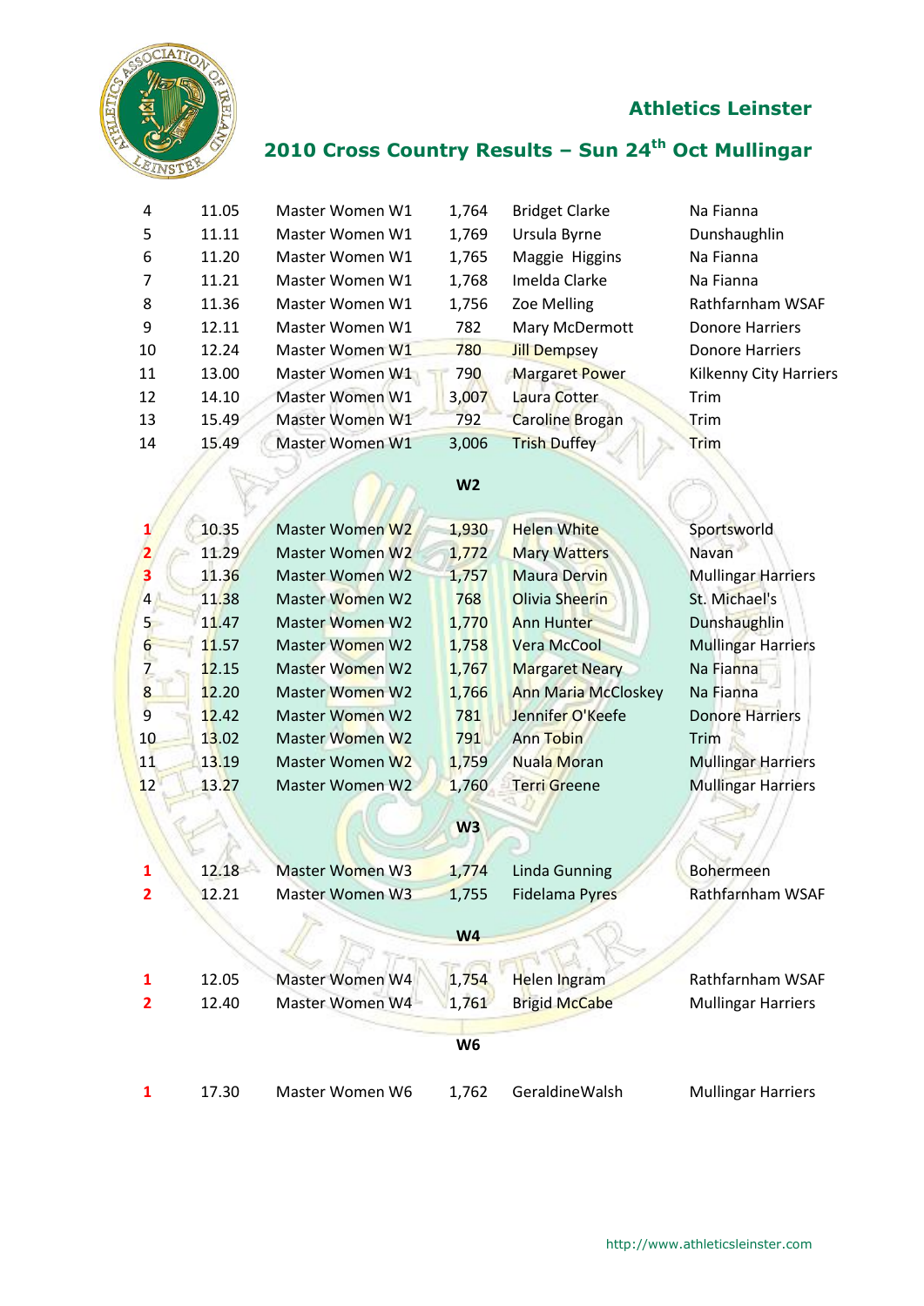## Athletics Leinster

## 2010 Cross Country Results – Sun 24th Oct Mullingar

| | | | | | |
|---|---|---|---|---|---|
| 4 | 11.05 | Master Women W1 | 1,764 | Bridget Clarke | Na Fianna |
| 5 | 11.11 | Master Women W1 | 1,769 | Ursula Byrne | Dunshaughlin |
| 6 | 11.20 | Master Women W1 | 1,765 | Maggie Higgins | Na Fianna |
| 7 | 11.21 | Master Women W1 | 1,768 | Imelda Clarke | Na Fianna |
| 8 | 11.36 | Master Women W1 | 1,756 | Zoe Melling | Rathfarnham WSAF |
| 9 | 12.11 | Master Women W1 | 782 | Mary McDermott | Donore Harriers |
| 10 | 12.24 | Master Women W1 | 780 | Jill Dempsey | Donore Harriers |
| 11 | 13.00 | Master Women W1 | 790 | Margaret Power | Kilkenny City Harriers |
| 12 | 14.10 | Master Women W1 | 3,007 | Laura Cotter | Trim |
| 13 | 15.49 | Master Women W1 | 792 | Caroline Brogan | Trim |
| 14 | 15.49 | Master Women W1 | 3,006 | Trish Duffey | Trim |

**W2**

| | | | | | |
|---|---|---|---|---|---|
| 1 | 10.35 | Master Women W2 | 1,930 | Helen White | Sportsworld |
| 2 | 11.29 | Master Women W2 | 1,772 | Mary Watters | Navan |
| 3 | 11.36 | Master Women W2 | 1,757 | Maura Dervin | Mullingar Harriers |
| 4 | 11.38 | Master Women W2 | 768 | Olivia Sheerin | St. Michael's |
| 5 | 11.47 | Master Women W2 | 1,770 | Ann Hunter | Dunshaughlin |
| 6 | 11.57 | Master Women W2 | 1,758 | Vera McCool | Mullingar Harriers |
| 7 | 12.15 | Master Women W2 | 1,767 | Margaret Neary | Na Fianna |
| 8 | 12.20 | Master Women W2 | 1,766 | Ann Maria McCloskey | Na Fianna |
| 9 | 12.42 | Master Women W2 | 781 | Jennifer O'Keefe | Donore Harriers |
| 10 | 13.02 | Master Women W2 | 791 | Ann Tobin | Trim |
| 11 | 13.19 | Master Women W2 | 1,759 | Nuala Moran | Mullingar Harriers |
| 12 | 13.27 | Master Women W2 | 1,760 | Terri Greene | Mullingar Harriers |

**W3**

| | | | | | |
|---|---|---|---|---|---|
| 1 | 12.18 | Master Women W3 | 1,774 | Linda Gunning | Bohermeen |
| 2 | 12.21 | Master Women W3 | 1,755 | Fidelama Pyres | Rathfarnham WSAF |

**W4**

| | | | | | |
|---|---|---|---|---|---|
| 1 | 12.05 | Master Women W4 | 1,754 | Helen Ingram | Rathfarnham WSAF |
| 2 | 12.40 | Master Women W4 | 1,761 | Brigid McCabe | Mullingar Harriers |

**W6**

| | | | | | |
|---|---|---|---|---|---|
| 1 | 17.30 | Master Women W6 | 1,762 | GeraldineWalsh | Mullingar Harriers |

http://www.athleticsleinster.com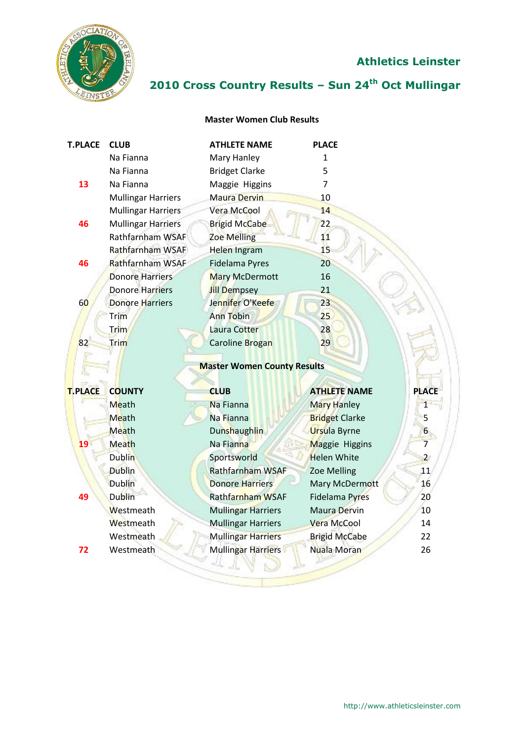## Athletics Leinster

## 2010 Cross Country Results – Sun 24th Oct Mullingar

### Master Women Club Results

| T.PLACE | CLUB | ATHLETE NAME | PLACE |
|---|---|---|---|
| | Na Fianna | Mary Hanley | 1 |
| | Na Fianna | Bridget Clarke | 5 |
| 13 | Na Fianna | Maggie Higgins | 7 |
| | Mullingar Harriers | Maura Dervin | 10 |
| | Mullingar Harriers | Vera McCool | 14 |
| 46 | Mullingar Harriers | Brigid McCabe | 22 |
| | Rathfarnham WSAF | Zoe Melling | 11 |
| | Rathfarnham WSAF | Helen Ingram | 15 |
| 46 | Rathfarnham WSAF | Fidelama Pyres | 20 |
| | Donore Harriers | Mary McDermott | 16 |
| | Donore Harriers | Jill Dempsey | 21 |
| 60 | Donore Harriers | Jennifer O'Keefe | 23 |
| | Trim | Ann Tobin | 25 |
| | Trim | Laura Cotter | 28 |
| 82 | Trim | Caroline Brogan | 29 |

### Master Women County Results

| T.PLACE | COUNTY | CLUB | ATHLETE NAME | PLACE |
|---|---|---|---|---|
| | Meath | Na Fianna | Mary Hanley | 1 |
| | Meath | Na Fianna | Bridget Clarke | 5 |
| | Meath | Dunshaughlin | Ursula Byrne | 6 |
| 19 | Meath | Na Fianna | Maggie Higgins | 7 |
| | Dublin | Sportsworld | Helen White | 2 |
| | Dublin | Rathfarnham WSAF | Zoe Melling | 11 |
| | Dublin | Donore Harriers | Mary McDermott | 16 |
| 49 | Dublin | Rathfarnham WSAF | Fidelama Pyres | 20 |
| | Westmeath | Mullingar Harriers | Maura Dervin | 10 |
| | Westmeath | Mullingar Harriers | Vera McCool | 14 |
| | Westmeath | Mullingar Harriers | Brigid McCabe | 22 |
| 72 | Westmeath | Mullingar Harriers | Nuala Moran | 26 |